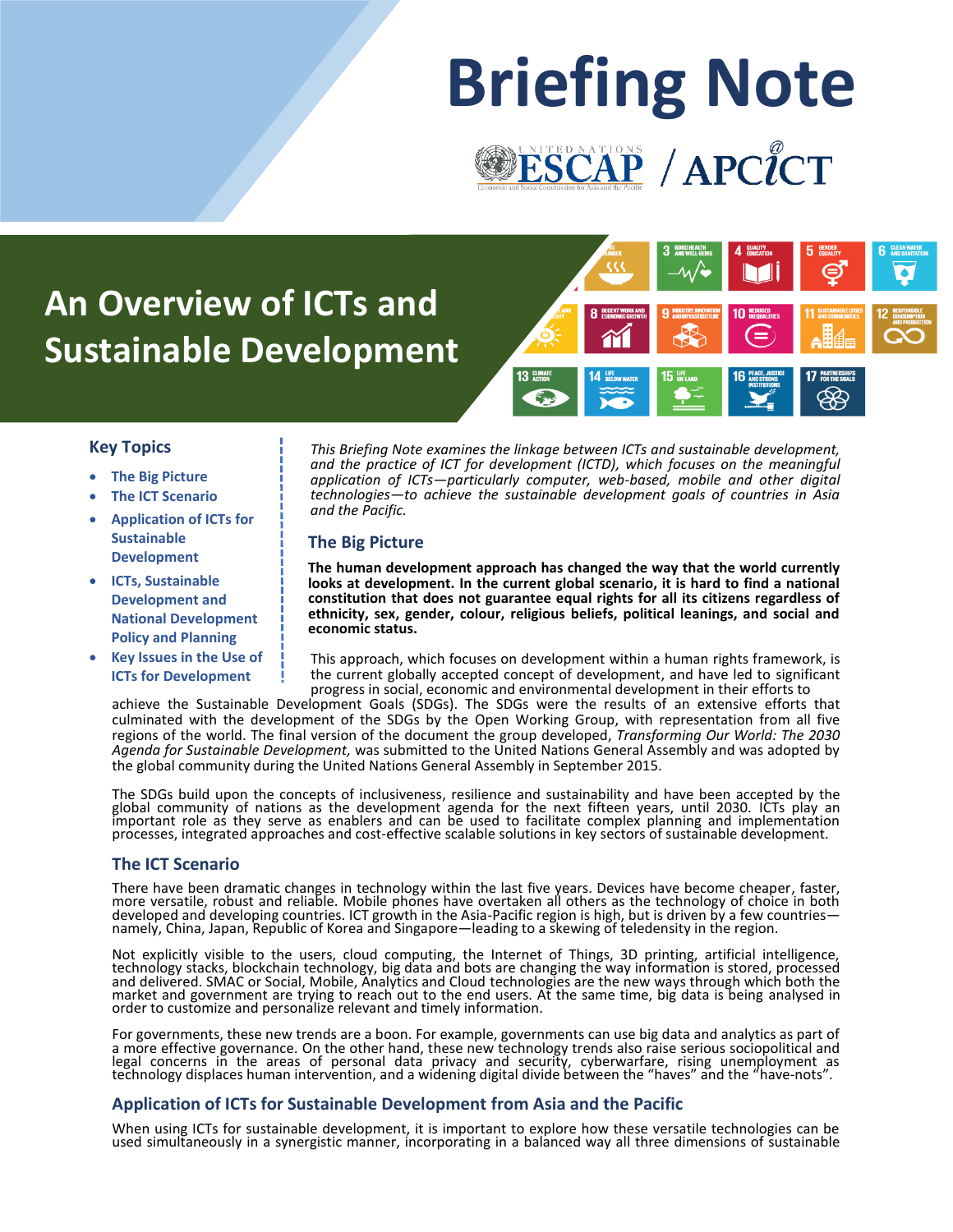# Briefing Note

ESCAP / APCICT

## An Overview of ICTs and Sustainable Development

### Key Topics

- The Big Picture
- The ICT Scenario
- Application of ICTs for Sustainable Development
- ICTs, Sustainable Development and National Development Policy and Planning
- Key Issues in the Use of ICTs for Development

*This Briefing Note examines the linkage between ICTs and sustainable development, and the practice of ICT for development (ICTD), which focuses on the meaningful application of ICTs—particularly computer, web-based, mobile and other digital technologies—to achieve the sustainable development goals of countries in Asia and the Pacific.*

## The Big Picture

**The human development approach has changed the way that the world currently looks at development. In the current global scenario, it is hard to find a national constitution that does not guarantee equal rights for all its citizens regardless of ethnicity, sex, gender, colour, religious beliefs, political leanings, and social and economic status.**

This approach, which focuses on development within a human rights framework, is the current globally accepted concept of development, and have led to significant progress in social, economic and environmental development in their efforts to achieve the Sustainable Development Goals (SDGs). The SDGs were the results of an extensive efforts that culminated with the development of the SDGs by the Open Working Group, with representation from all five regions of the world. The final version of the document the group developed, *Transforming Our World: The 2030 Agenda for Sustainable Development,* was submitted to the United Nations General Assembly and was adopted by the global community during the United Nations General Assembly in September 2015.

The SDGs build upon the concepts of inclusiveness, resilience and sustainability and have been accepted by the global community of nations as the development agenda for the next fifteen years, until 2030. ICTs play an important role as they serve as enablers and can be used to facilitate complex planning and implementation processes, integrated approaches and cost-effective scalable solutions in key sectors of sustainable development.

## The ICT Scenario

There have been dramatic changes in technology within the last five years. Devices have become cheaper, faster, more versatile, robust and reliable. Mobile phones have overtaken all others as the technology of choice in both developed and developing countries. ICT growth in the Asia-Pacific region is high, but is driven by a few countries—namely, China, Japan, Republic of Korea and Singapore—leading to a skewing of teledensity in the region.

Not explicitly visible to the users, cloud computing, the Internet of Things, 3D printing, artificial intelligence, technology stacks, blockchain technology, big data and bots are changing the way information is stored, processed and delivered. SMAC or Social, Mobile, Analytics and Cloud technologies are the new ways through which both the market and government are trying to reach out to the end users. At the same time, big data is being analysed in order to customize and personalize relevant and timely information.

For governments, these new trends are a boon. For example, governments can use big data and analytics as part of a more effective governance. On the other hand, these new technology trends also raise serious sociopolitical and legal concerns in the areas of personal data privacy and security, cyberwarfare, rising unemployment as technology displaces human intervention, and a widening digital divide between the "haves" and the "have-nots".

## Application of ICTs for Sustainable Development from Asia and the Pacific

When using ICTs for sustainable development, it is important to explore how these versatile technologies can be used simultaneously in a synergistic manner, incorporating in a balanced way all three dimensions of sustainable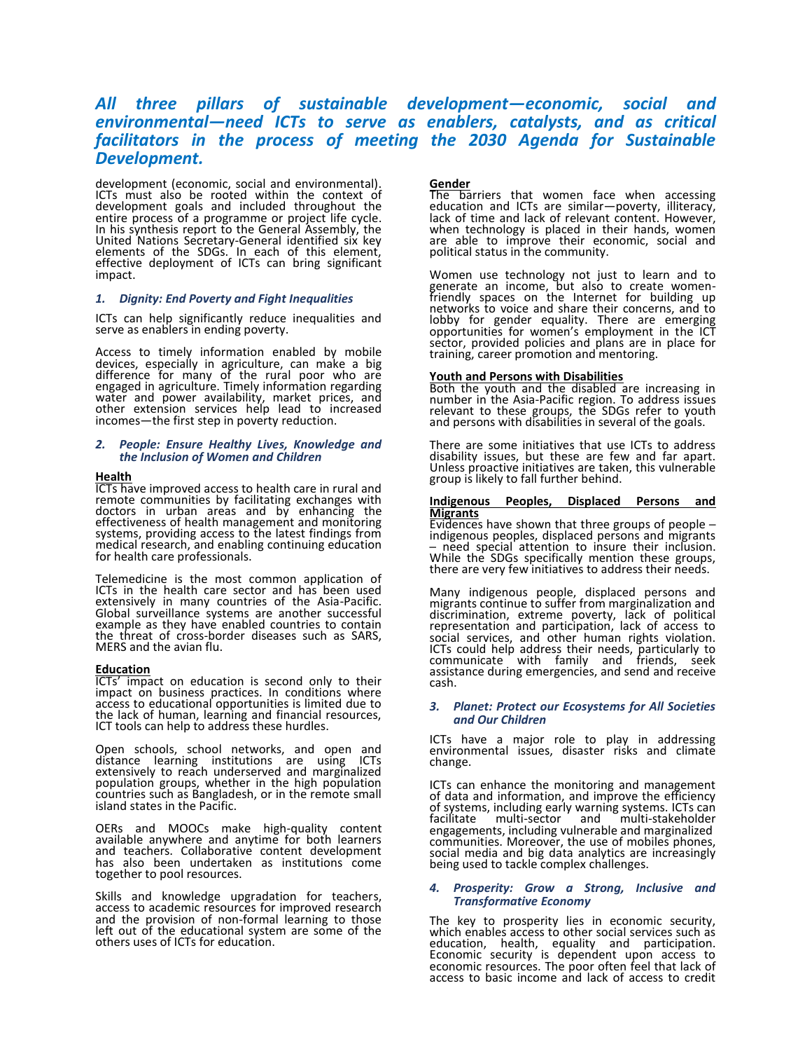***All three pillars of sustainable development—economic, social and environmental—need ICTs to serve as enablers, catalysts, and as critical facilitators in the process of meeting the 2030 Agenda for Sustainable Development.***

development (economic, social and environmental). ICTs must also be rooted within the context of development goals and included throughout the entire process of a programme or project life cycle. In his synthesis report to the General Assembly, the United Nations Secretary-General identified six key elements of the SDGs. In each of this element, effective deployment of ICTs can bring significant impact.

### *1. Dignity: End Poverty and Fight Inequalities*

ICTs can help significantly reduce inequalities and serve as enablers in ending poverty.

Access to timely information enabled by mobile devices, especially in agriculture, can make a big difference for many of the rural poor who are engaged in agriculture. Timely information regarding water and power availability, market prices, and other extension services help lead to increased incomes—the first step in poverty reduction.

### *2. People: Ensure Healthy Lives, Knowledge and the Inclusion of Women and Children*

**Health**

ICTs have improved access to health care in rural and remote communities by facilitating exchanges with doctors in urban areas and by enhancing the effectiveness of health management and monitoring systems, providing access to the latest findings from medical research, and enabling continuing education for health care professionals.

Telemedicine is the most common application of ICTs in the health care sector and has been used extensively in many countries of the Asia-Pacific. Global surveillance systems are another successful example as they have enabled countries to contain the threat of cross-border diseases such as SARS, MERS and the avian flu.

**Education**

ICTs' impact on education is second only to their impact on business practices. In conditions where access to educational opportunities is limited due to the lack of human, learning and financial resources, ICT tools can help to address these hurdles.

Open schools, school networks, and open and distance learning institutions are using ICTs extensively to reach underserved and marginalized population groups, whether in the high population countries such as Bangladesh, or in the remote small island states in the Pacific.

OERs and MOOCs make high-quality content available anywhere and anytime for both learners and teachers. Collaborative content development has also been undertaken as institutions come together to pool resources.

Skills and knowledge upgradation for teachers, access to academic resources for improved research and the provision of non-formal learning to those left out of the educational system are some of the others uses of ICTs for education.

**Gender**

The barriers that women face when accessing education and ICTs are similar—poverty, illiteracy, lack of time and lack of relevant content. However, when technology is placed in their hands, women are able to improve their economic, social and political status in the community.

Women use technology not just to learn and to generate an income, but also to create women-friendly spaces on the Internet for building up networks to voice and share their concerns, and to lobby for gender equality. There are emerging opportunities for women's employment in the ICT sector, provided policies and plans are in place for training, career promotion and mentoring.

**Youth and Persons with Disabilities**

Both the youth and the disabled are increasing in number in the Asia-Pacific region. To address issues relevant to these groups, the SDGs refer to youth and persons with disabilities in several of the goals.

There are some initiatives that use ICTs to address disability issues, but these are few and far apart. Unless proactive initiatives are taken, this vulnerable group is likely to fall further behind.

**Indigenous Peoples, Displaced Persons and Migrants**

Evidences have shown that three groups of people – indigenous peoples, displaced persons and migrants – need special attention to insure their inclusion. While the SDGs specifically mention these groups, there are very few initiatives to address their needs.

Many indigenous people, displaced persons and migrants continue to suffer from marginalization and discrimination, extreme poverty, lack of political representation and participation, lack of access to social services, and other human rights violation. ICTs could help address their needs, particularly to communicate with family and friends, seek assistance during emergencies, and send and receive cash.

### *3. Planet: Protect our Ecosystems for All Societies and Our Children*

ICTs have a major role to play in addressing environmental issues, disaster risks and climate change.

ICTs can enhance the monitoring and management of data and information, and improve the efficiency of systems, including early warning systems. ICTs can facilitate multi-sector and multi-stakeholder engagements, including vulnerable and marginalized communities. Moreover, the use of mobiles phones, social media and big data analytics are increasingly being used to tackle complex challenges.

### *4. Prosperity: Grow a Strong, Inclusive and Transformative Economy*

The key to prosperity lies in economic security, which enables access to other social services such as education, health, equality and participation. Economic security is dependent upon access to economic resources. The poor often feel that lack of access to basic income and lack of access to credit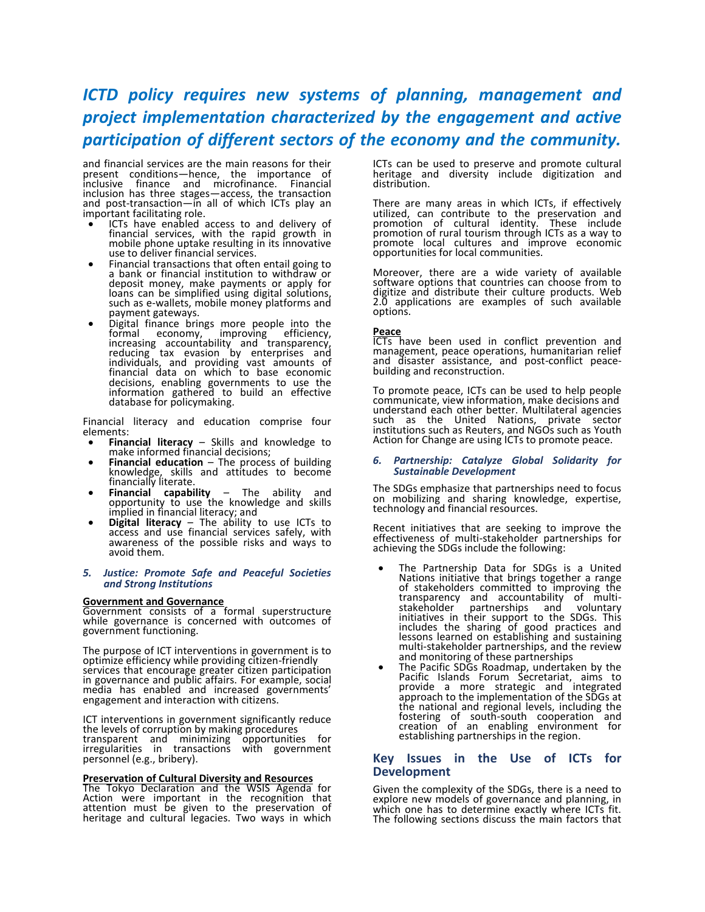*ICTD policy requires new systems of planning, management and project implementation characterized by the engagement and active participation of different sectors of the economy and the community.*

and financial services are the main reasons for their present conditions—hence, the importance of inclusive finance and microfinance. Financial inclusion has three stages—access, the transaction and post-transaction—in all of which ICTs play an important facilitating role.

- ICTs have enabled access to and delivery of financial services, with the rapid growth in mobile phone uptake resulting in its innovative use to deliver financial services.
- Financial transactions that often entail going to a bank or financial institution to withdraw or deposit money, make payments or apply for loans can be simplified using digital solutions, such as e-wallets, mobile money platforms and payment gateways.
- Digital finance brings more people into the formal economy, improving efficiency, increasing accountability and transparency, reducing tax evasion by enterprises and individuals, and providing vast amounts of financial data on which to base economic decisions, enabling governments to use the information gathered to build an effective database for policymaking.

Financial literacy and education comprise four elements:

- **Financial literacy** – Skills and knowledge to make informed financial decisions;
- **Financial education** – The process of building knowledge, skills and attitudes to become financially literate.
- **Financial capability** – The ability and opportunity to use the knowledge and skills implied in financial literacy; and
- **Digital literacy** – The ability to use ICTs to access and use financial services safely, with awareness of the possible risks and ways to avoid them.

### *5. Justice: Promote Safe and Peaceful Societies and Strong Institutions*

**Government and Governance**

Government consists of a formal superstructure while governance is concerned with outcomes of government functioning.

The purpose of ICT interventions in government is to optimize efficiency while providing citizen-friendly services that encourage greater citizen participation in governance and public affairs. For example, social media has enabled and increased governments' engagement and interaction with citizens.

ICT interventions in government significantly reduce the levels of corruption by making procedures transparent and minimizing opportunities for irregularities in transactions with government personnel (e.g., bribery).

**Preservation of Cultural Diversity and Resources**

The Tokyo Declaration and the WSIS Agenda for Action were important in the recognition that attention must be given to the preservation of heritage and cultural legacies. Two ways in which ICTs can be used to preserve and promote cultural heritage and diversity include digitization and distribution.

There are many areas in which ICTs, if effectively utilized, can contribute to the preservation and promotion of cultural identity. These include promotion of rural tourism through ICTs as a way to promote local cultures and improve economic opportunities for local communities.

Moreover, there are a wide variety of available software options that countries can choose from to digitize and distribute their culture products. Web 2.0 applications are examples of such available options.

**Peace**

ICTs have been used in conflict prevention and management, peace operations, humanitarian relief and disaster assistance, and post-conflict peace-building and reconstruction.

To promote peace, ICTs can be used to help people communicate, view information, make decisions and understand each other better. Multilateral agencies such as the United Nations, private sector institutions such as Reuters, and NGOs such as Youth Action for Change are using ICTs to promote peace.

### *6. Partnership: Catalyze Global Solidarity for Sustainable Development*

The SDGs emphasize that partnerships need to focus on mobilizing and sharing knowledge, expertise, technology and financial resources.

Recent initiatives that are seeking to improve the effectiveness of multi-stakeholder partnerships for achieving the SDGs include the following:

- The Partnership Data for SDGs is a United Nations initiative that brings together a range of stakeholders committed to improving the transparency and accountability of multi-stakeholder partnerships and voluntary initiatives in their support to the SDGs. This includes the sharing of good practices and lessons learned on establishing and sustaining multi-stakeholder partnerships, and the review and monitoring of these partnerships
- The Pacific SDGs Roadmap, undertaken by the Pacific Islands Forum Secretariat, aims to provide a more strategic and integrated approach to the implementation of the SDGs at the national and regional levels, including the fostering of south-south cooperation and creation of an enabling environment for establishing partnerships in the region.

## Key Issues in the Use of ICTs for Development

Given the complexity of the SDGs, there is a need to explore new models of governance and planning, in which one has to determine exactly where ICTs fit. The following sections discuss the main factors that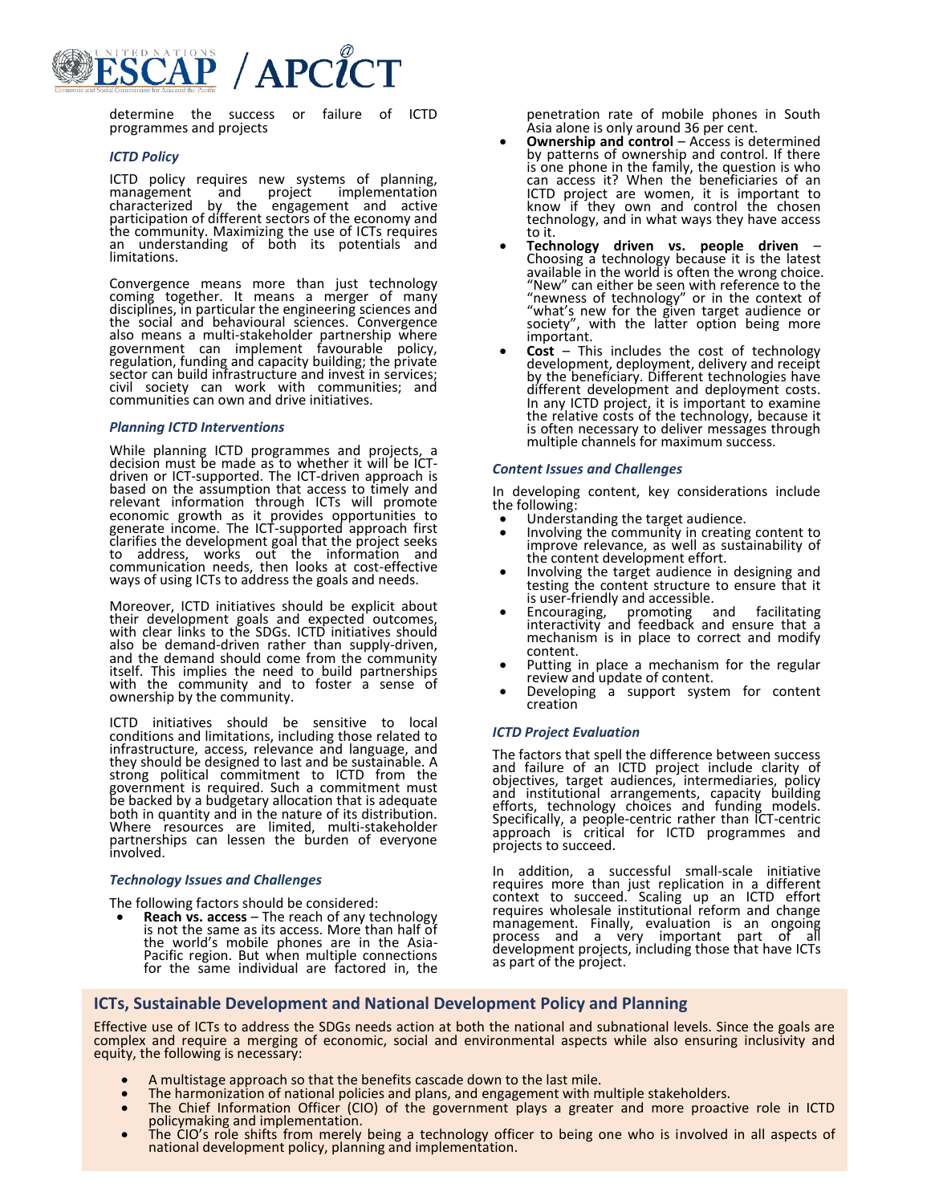determine the success or failure of ICTD programmes and projects

### *ICTD Policy*

ICTD policy requires new systems of planning, management and project implementation characterized by the engagement and active participation of different sectors of the economy and the community. Maximizing the use of ICTs requires an understanding of both its potentials and limitations.

Convergence means more than just technology coming together. It means a merger of many disciplines, in particular the engineering sciences and the social and behavioural sciences. Convergence also means a multi-stakeholder partnership where government can implement favourable policy, regulation, funding and capacity building; the private sector can build infrastructure and invest in services; civil society can work with communities; and communities can own and drive initiatives.

### *Planning ICTD Interventions*

While planning ICTD programmes and projects, a decision must be made as to whether it will be ICT-driven or ICT-supported. The ICT-driven approach is based on the assumption that access to timely and relevant information through ICTs will promote economic growth as it provides opportunities to generate income. The ICT-supported approach first clarifies the development goal that the project seeks to address, works out the information and communication needs, then looks at cost-effective ways of using ICTs to address the goals and needs.

Moreover, ICTD initiatives should be explicit about their development goals and expected outcomes, with clear links to the SDGs. ICTD initiatives should also be demand-driven rather than supply-driven, and the demand should come from the community itself. This implies the need to build partnerships with the community and to foster a sense of ownership by the community.

ICTD initiatives should be sensitive to local conditions and limitations, including those related to infrastructure, access, relevance and language, and they should be designed to last and be sustainable. A strong political commitment to ICTD from the government is required. Such a commitment must be backed by a budgetary allocation that is adequate both in quantity and in the nature of its distribution. Where resources are limited, multi-stakeholder partnerships can lessen the burden of everyone involved.

### *Technology Issues and Challenges*

The following factors should be considered:

- **Reach vs. access** – The reach of any technology is not the same as its access. More than half of the world's mobile phones are in the Asia-Pacific region. But when multiple connections for the same individual are factored in, the penetration rate of mobile phones in South Asia alone is only around 36 per cent.
- **Ownership and control** – Access is determined by patterns of ownership and control. If there is one phone in the family, the question is who can access it? When the beneficiaries of an ICTD project are women, it is important to know if they own and control the chosen technology, and in what ways they have access to it.
- **Technology driven vs. people driven** – Choosing a technology because it is the latest available in the world is often the wrong choice. "New" can either be seen with reference to the "newness of technology" or in the context of "what's new for the given target audience or society", with the latter option being more important.
- **Cost** – This includes the cost of technology development, deployment, delivery and receipt by the beneficiary. Different technologies have different development and deployment costs. In any ICTD project, it is important to examine the relative costs of the technology, because it is often necessary to deliver messages through multiple channels for maximum success.

### *Content Issues and Challenges*

In developing content, key considerations include the following:

- Understanding the target audience.
- Involving the community in creating content to improve relevance, as well as sustainability of the content development effort.
- Involving the target audience in designing and testing the content structure to ensure that it is user-friendly and accessible.
- Encouraging, promoting and facilitating interactivity and feedback and ensure that a mechanism is in place to correct and modify content.
- Putting in place a mechanism for the regular review and update of content.
- Developing a support system for content creation

### *ICTD Project Evaluation*

The factors that spell the difference between success and failure of an ICTD project include clarity of objectives, target audiences, intermediaries, policy and institutional arrangements, capacity building efforts, technology choices and funding models. Specifically, a people-centric rather than ICT-centric approach is critical for ICTD programmes and projects to succeed.

In addition, a successful small-scale initiative requires more than just replication in a different context to succeed. Scaling up an ICTD effort requires wholesale institutional reform and change management. Finally, evaluation is an ongoing process and a very important part of all development projects, including those that have ICTs as part of the project.

## ICTs, Sustainable Development and National Development Policy and Planning

Effective use of ICTs to address the SDGs needs action at both the national and subnational levels. Since the goals are complex and require a merging of economic, social and environmental aspects while also ensuring inclusivity and equity, the following is necessary:

- A multistage approach so that the benefits cascade down to the last mile.
- The harmonization of national policies and plans, and engagement with multiple stakeholders.
- The Chief Information Officer (CIO) of the government plays a greater and more proactive role in ICTD policymaking and implementation.
- The CIO's role shifts from merely being a technology officer to being one who is involved in all aspects of national development policy, planning and implementation.